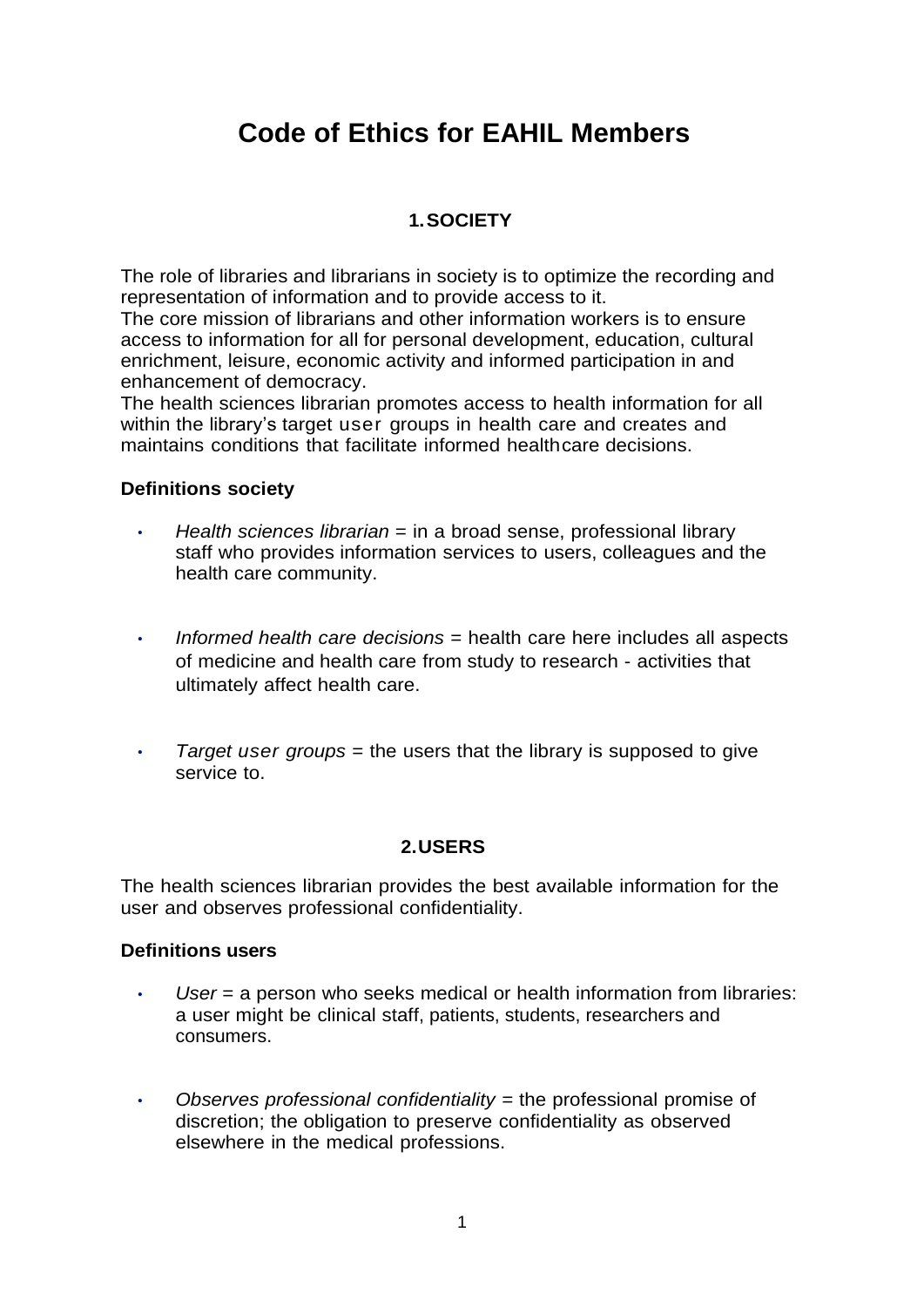# Code of Ethics for EAHIL Members

## 1. SOCIETY

The role of libraries and librarians in society is to optimize the recording and representation of information and to provide access to it.
The core mission of librarians and other information workers is to ensure access to information for all for personal development, education, cultural enrichment, leisure, economic activity and informed participation in and enhancement of democracy.
The health sciences librarian promotes access to health information for all within the library's target user groups in health care and creates and maintains conditions that facilitate informed healthcare decisions.

### Definitions society

- *Health sciences librarian* = in a broad sense, professional library staff who provides information services to users, colleagues and the health care community.
- *Informed health care decisions* = health care here includes all aspects of medicine and health care from study to research - activities that ultimately affect health care.
- *Target user groups* = the users that the library is supposed to give service to.

## 2. USERS

The health sciences librarian provides the best available information for the user and observes professional confidentiality.

### Definitions users

- *User* = a person who seeks medical or health information from libraries: a user might be clinical staff, patients, students, researchers and consumers.
- *Observes professional confidentiality* = the professional promise of discretion; the obligation to preserve confidentiality as observed elsewhere in the medical professions.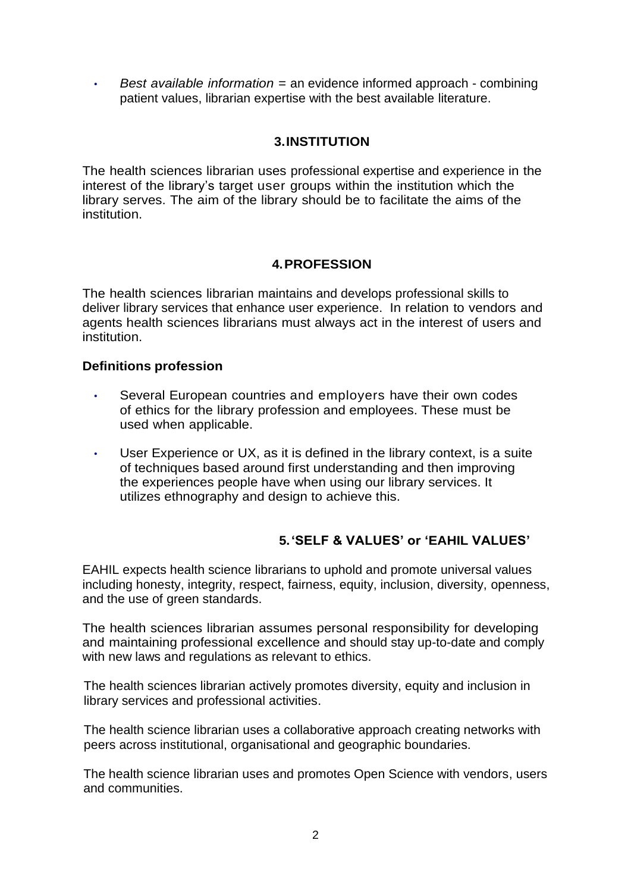- *Best available information* = an evidence informed approach - combining patient values, librarian expertise with the best available literature.

## 3. INSTITUTION

The health sciences librarian uses professional expertise and experience in the interest of the library's target user groups within the institution which the library serves. The aim of the library should be to facilitate the aims of the institution.

## 4. PROFESSION

The health sciences librarian maintains and develops professional skills to deliver library services that enhance user experience. In relation to vendors and agents health sciences librarians must always act in the interest of users and institution.

**Definitions profession**

- Several European countries and employers have their own codes of ethics for the library profession and employees. These must be used when applicable.
- User Experience or UX, as it is defined in the library context, is a suite of techniques based around first understanding and then improving the experiences people have when using our library services. It utilizes ethnography and design to achieve this.

## 5. 'SELF & VALUES' or 'EAHIL VALUES'

EAHIL expects health science librarians to uphold and promote universal values including honesty, integrity, respect, fairness, equity, inclusion, diversity, openness, and the use of green standards.

The health sciences librarian assumes personal responsibility for developing and maintaining professional excellence and should stay up-to-date and comply with new laws and regulations as relevant to ethics.

The health sciences librarian actively promotes diversity, equity and inclusion in library services and professional activities.

The health science librarian uses a collaborative approach creating networks with peers across institutional, organisational and geographic boundaries.

The health science librarian uses and promotes Open Science with vendors, users and communities.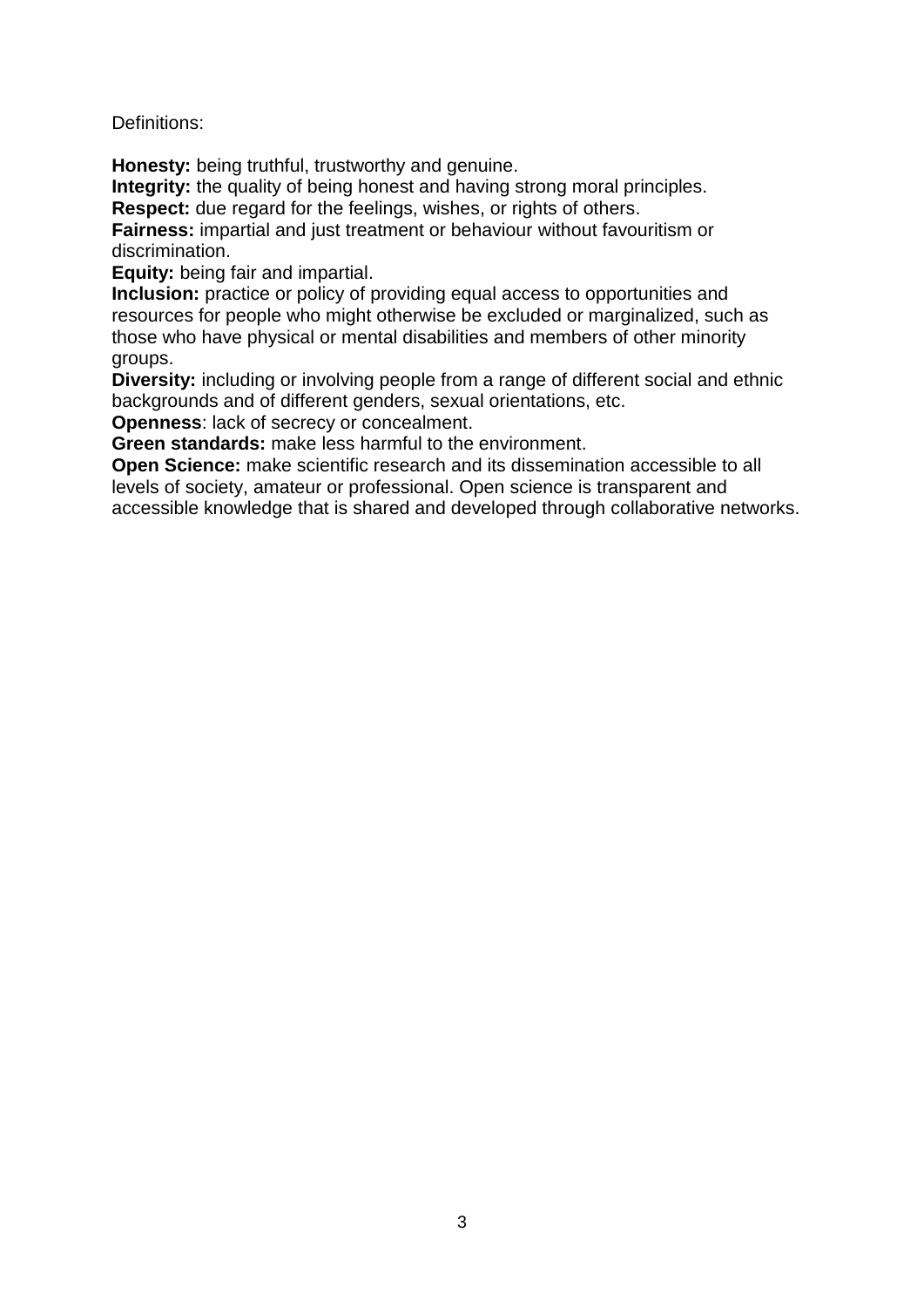Definitions:

**Honesty:** being truthful, trustworthy and genuine.
**Integrity:** the quality of being honest and having strong moral principles.
**Respect:** due regard for the feelings, wishes, or rights of others.
**Fairness:** impartial and just treatment or behaviour without favouritism or discrimination.
**Equity:** being fair and impartial.
**Inclusion:** practice or policy of providing equal access to opportunities and resources for people who might otherwise be excluded or marginalized, such as those who have physical or mental disabilities and members of other minority groups.
**Diversity:** including or involving people from a range of different social and ethnic backgrounds and of different genders, sexual orientations, etc.
**Openness**: lack of secrecy or concealment.
**Green standards:** make less harmful to the environment.
**Open Science:** make scientific research and its dissemination accessible to all levels of society, amateur or professional. Open science is transparent and accessible knowledge that is shared and developed through collaborative networks.